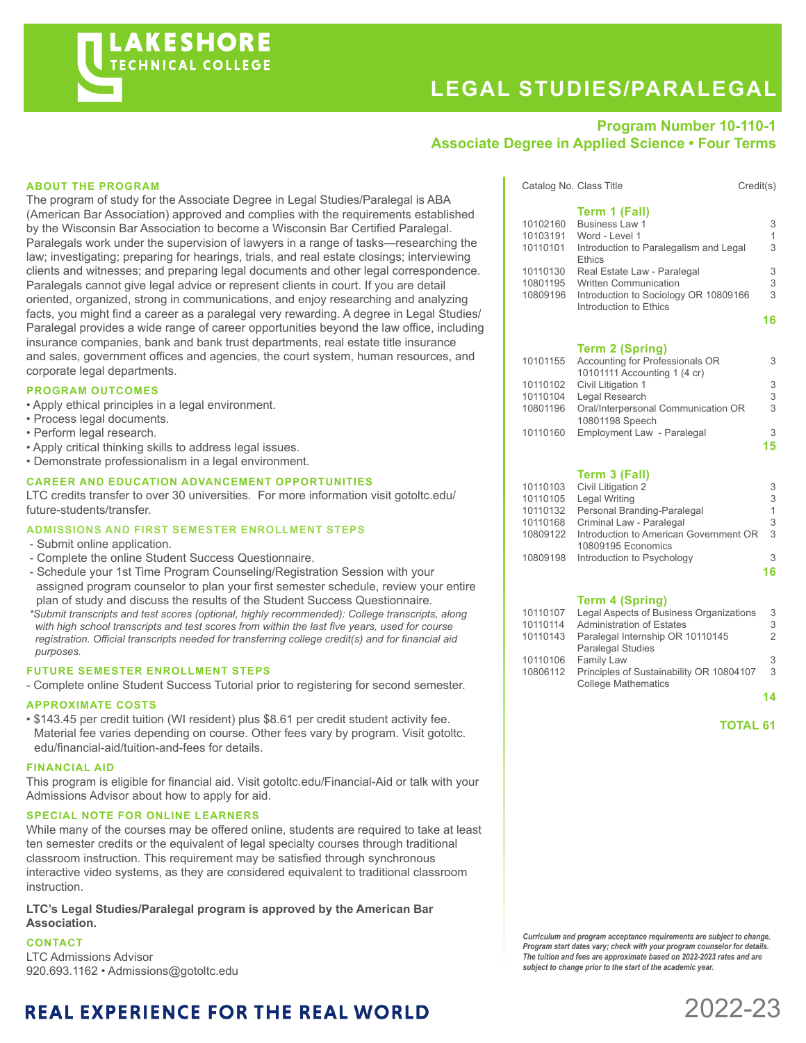# LAKESHORE TECHNICAL COLLEGE

# LEGAL STUDIES/PARALEGAL

**Program Number 10-110-1**
**Associate Degree in Applied Science • Four Terms**

## ABOUT THE PROGRAM

The program of study for the Associate Degree in Legal Studies/Paralegal is ABA (American Bar Association) approved and complies with the requirements established by the Wisconsin Bar Association to become a Wisconsin Bar Certified Paralegal. Paralegals work under the supervision of lawyers in a range of tasks—researching the law; investigating; preparing for hearings, trials, and real estate closings; interviewing clients and witnesses; and preparing legal documents and other legal correspondence. Paralegals cannot give legal advice or represent clients in court. If you are detail oriented, organized, strong in communications, and enjoy researching and analyzing facts, you might find a career as a paralegal very rewarding. A degree in Legal Studies/ Paralegal provides a wide range of career opportunities beyond the law office, including insurance companies, bank and bank trust departments, real estate title insurance and sales, government offices and agencies, the court system, human resources, and corporate legal departments.

## PROGRAM OUTCOMES

- Apply ethical principles in a legal environment.
- Process legal documents.
- Perform legal research.
- Apply critical thinking skills to address legal issues.
- Demonstrate professionalism in a legal environment.

## CAREER AND EDUCATION ADVANCEMENT OPPORTUNITIES

LTC credits transfer to over 30 universities. For more information visit gotoltc.edu/future-students/transfer.

## ADMISSIONS AND FIRST SEMESTER ENROLLMENT STEPS

- Submit online application.
- Complete the online Student Success Questionnaire.
- Schedule your 1st Time Program Counseling/Registration Session with your assigned program counselor to plan your first semester schedule, review your entire plan of study and discuss the results of the Student Success Questionnaire.

*\*Submit transcripts and test scores (optional, highly recommended): College transcripts, along with high school transcripts and test scores from within the last five years, used for course registration. Official transcripts needed for transferring college credit(s) and for financial aid purposes.*

## FUTURE SEMESTER ENROLLMENT STEPS

- Complete online Student Success Tutorial prior to registering for second semester.

## APPROXIMATE COSTS

- $143.45 per credit tuition (WI resident) plus $8.61 per credit student activity fee. Material fee varies depending on course. Other fees vary by program. Visit gotoltc.edu/financial-aid/tuition-and-fees for details.

## FINANCIAL AID

This program is eligible for financial aid. Visit gotoltc.edu/Financial-Aid or talk with your Admissions Advisor about how to apply for aid.

## SPECIAL NOTE FOR ONLINE LEARNERS

While many of the courses may be offered online, students are required to take at least ten semester credits or the equivalent of legal specialty courses through traditional classroom instruction. This requirement may be satisfied through synchronous interactive video systems, as they are considered equivalent to traditional classroom instruction.

**LTC's Legal Studies/Paralegal program is approved by the American Bar Association.**

## CONTACT

LTC Admissions Advisor
920.693.1162 • Admissions@gotoltc.edu

| Catalog No. | Class Title | Credit(s) |
|---|---|---|
| | **Term 1 (Fall)** | |
| 10102160 | Business Law 1 | 3 |
| 10103191 | Word - Level 1 | 1 |
| 10110101 | Introduction to Paralegalism and Legal Ethics | 3 |
| 10110130 | Real Estate Law - Paralegal | 3 |
| 10801195 | Written Communication | 3 |
| 10809196 | Introduction to Sociology OR 10809166 Introduction to Ethics | 3 |
| | | **16** |
| | **Term 2 (Spring)** | |
| 10101155 | Accounting for Professionals OR 10101111 Accounting 1 (4 cr) | 3 |
| 10110102 | Civil Litigation 1 | 3 |
| 10110104 | Legal Research | 3 |
| 10801196 | Oral/Interpersonal Communication OR 10801198 Speech | 3 |
| 10110160 | Employment Law - Paralegal | 3 |
| | | **15** |
| | **Term 3 (Fall)** | |
| 10110103 | Civil Litigation 2 | 3 |
| 10110105 | Legal Writing | 3 |
| 10110132 | Personal Branding-Paralegal | 1 |
| 10110168 | Criminal Law - Paralegal | 3 |
| 10809122 | Introduction to American Government OR 10809195 Economics | 3 |
| 10809198 | Introduction to Psychology | 3 |
| | | **16** |
| | **Term 4 (Spring)** | |
| 10110107 | Legal Aspects of Business Organizations | 3 |
| 10110114 | Administration of Estates | 3 |
| 10110143 | Paralegal Internship OR 10110145 Paralegal Studies | 2 |
| 10110106 | Family Law | 3 |
| 10806112 | Principles of Sustainability OR 10804107 College Mathematics | 3 |
| | | **14** |
| | | **TOTAL 61** |

***Curriculum and program acceptance requirements are subject to change. Program start dates vary; check with your program counselor for details. The tuition and fees are approximate based on 2022-2023 rates and are subject to change prior to the start of the academic year.***

**REAL EXPERIENCE FOR THE REAL WORLD**

2022-23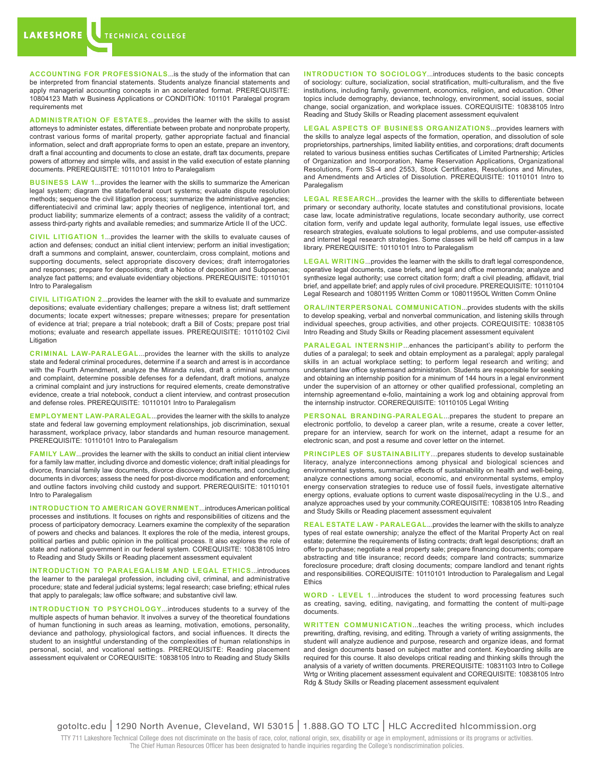**ACCOUNTING FOR PROFESSIONALS**...is the study of the information that can be interpreted from financial statements. Students analyze financial statements and apply managerial accounting concepts in an accelerated format. PREREQUISITE: 10804123 Math w Business Applications or CONDITION: 101101 Paralegal program requirements met

**ADMINISTRATION OF ESTATES**...provides the learner with the skills to assist attorneys to administer estates, differentiate between probate and nonprobate property, contrast various forms of marital property, gather appropriate factual and financial information, select and draft appropriate forms to open an estate, prepare an inventory, draft a final accounting and documents to close an estate, draft tax documents, prepare powers of attorney and simple wills, and assist in the valid execution of estate planning documents. PREREQUISITE: 10110101 Intro to Paralegalism

**BUSINESS LAW 1**...provides the learner with the skills to summarize the American legal system; diagram the state/federal court systems; evaluate dispute resolution methods; sequence the civil litigation process; summarize the administrative agencies; differentiatecivil and criminal law; apply theories of negligence, intentional tort, and product liability; summarize elements of a contract; assess the validity of a contract; assess third-party rights and available remedies; and summarize Article II of the UCC.

**CIVIL LITIGATION 1**...provides the learner with the skills to evaluate causes of action and defenses; conduct an initial client interview; perform an initial investigation; draft a summons and complaint, answer, counterclaim, cross complaint, motions and supporting documents, select appropriate discovery devices; draft interrogatories and responses; prepare for depositions; draft a Notice of deposition and Subpoenas; analyze fact patterns; and evaluate evidentiary objections. PREREQUISITE: 10110101 Intro to Paralegalism

**CIVIL LITIGATION 2**...provides the learner with the skill to evaluate and summarize depositions; evaluate evidentiary challenges; prepare a witness list; draft settlement documents; locate expert witnesses; prepare witnesses; prepare for presentation of evidence at trial; prepare a trial notebook; draft a Bill of Costs; prepare post trial motions; evaluate and research appellate issues. PREREQUISITE: 10110102 Civil Litigation

**CRIMINAL LAW-PARALEGAL**...provides the learner with the skills to analyze state and federal criminal procedures, determine if a search and arrest is in accordance with the Fourth Amendment, analyze the Miranda rules, draft a criminal summons and complaint, determine possible defenses for a defendant, draft motions, analyze a criminal complaint and jury instructions for required elements, create demonstrative evidence, create a trial notebook, conduct a client interview, and contrast prosecution and defense roles. PREREQUISITE: 10110101 Intro to Paralegalism

**EMPLOYMENT LAW-PARALEGAL**...provides the learner with the skills to analyze state and federal law governing employment relationships, job discrimination, sexual harassment, workplace privacy, labor standards and human resource management. PREREQUISITE: 10110101 Intro to Paralegalism

**FAMILY LAW**...provides the learner with the skills to conduct an initial client interview for a family law matter, including divorce and domestic violence; draft initial pleadings for divorce, financial family law documents, divorce discovery documents, and concluding documents in divorces; assess the need for post-divorce modification and enforcement; and outline factors involving child custody and support. PREREQUISITE: 10110101 Intro to Paralegalism

**INTRODUCTION TO AMERICAN GOVERNMENT**...introduces American political processes and institutions. It focuses on rights and responsibilities of citizens and the process of participatory democracy. Learners examine the complexity of the separation of powers and checks and balances. It explores the role of the media, interest groups, political parties and public opinion in the political process. It also explores the role of state and national government in our federal system. COREQUISITE: 10838105 Intro to Reading and Study Skills or Reading placement assessment equivalent

**INTRODUCTION TO PARALEGALISM AND LEGAL ETHICS**...introduces the learner to the paralegal profession, including civil, criminal, and administrative procedure; state and federal judicial systems; legal research; case briefing; ethical rules that apply to paralegals; law office software; and substantive civil law.

**INTRODUCTION TO PSYCHOLOGY**...introduces students to a survey of the multiple aspects of human behavior. It involves a survey of the theoretical foundations of human functioning in such areas as learning, motivation, emotions, personality, deviance and pathology, physiological factors, and social influences. It directs the student to an insightful understanding of the complexities of human relationships in personal, social, and vocational settings. PREREQUISITE: Reading placement assessment equivalent or COREQUISITE: 10838105 Intro to Reading and Study Skills

**INTRODUCTION TO SOCIOLOGY**...introduces students to the basic concepts of sociology: culture, socialization, social stratification, multi-culturalism, and the five institutions, including family, government, economics, religion, and education. Other topics include demography, deviance, technology, environment, social issues, social change, social organization, and workplace issues. COREQUISITE: 10838105 Intro Reading and Study Skills or Reading placement assessment equivalent

**LEGAL ASPECTS OF BUSINESS ORGANIZATIONS**...provides learners with the skills to analyze legal aspects of the formation, operation, and dissolution of sole proprietorships, partnerships, limited liability entities, and corporations; draft documents related to various business entities suchas Certificates of Limited Partnership; Articles of Organization and Incorporation, Name Reservation Applications, Organizational Resolutions, Form SS-4 and 2553, Stock Certificates, Resolutions and Minutes, and Amendments and Articles of Dissolution. PREREQUISITE: 10110101 Intro to Paralegalism

**LEGAL RESEARCH**...provides the learner with the skills to differentiate between primary or secondary authority, locate statutes and constitutional provisions, locate case law, locate administrative regulations, locate secondary authority, use correct citation form, verify and update legal authority, formulate legal issues, use effective research strategies, evaluate solutions to legal problems, and use computer-assisted and internet legal research strategies. Some classes will be held off campus in a law library. PREREQUISITE: 10110101 Intro to Paralegalism

**LEGAL WRITING**...provides the learner with the skills to draft legal correspondence, operative legal documents, case briefs, and legal and office memoranda; analyze and synthesize legal authority; use correct citation form; draft a civil pleading, affidavit, trial brief, and appellate brief; and apply rules of civil procedure. PREREQUISITE: 10110104 Legal Research and 10801195 Written Comm or 10801195OL Written Comm Online

**ORAL/INTERPERSONAL COMMUNICATION**...provides students with the skills to develop speaking, verbal and nonverbal communication, and listening skills through individual speeches, group activities, and other projects. COREQUISITE: 10838105 Intro Reading and Study Skills or Reading placement assessment equivalent

**PARALEGAL INTERNSHIP**...enhances the participant's ability to perform the duties of a paralegal; to seek and obtain employment as a paralegal; apply paralegal skills in an actual workplace setting; to perform legal research and writing; and understand law office systemsand administration. Students are responsible for seeking and obtaining an internship position for a minimum of 144 hours in a legal environment under the supervision of an attorney or other qualified professional, completing an internship agreementand e-folio, maintaining a work log and obtaining approval from the internship instructor. CORERQUISITE: 10110105 Legal Writing

**PERSONAL BRANDING-PARALEGAL**...prepares the student to prepare an electronic portfolio, to develop a career plan, write a resume, create a cover letter, prepare for an interview, search for work on the internet, adapt a resume for an electronic scan, and post a resume and cover letter on the internet.

**PRINCIPLES OF SUSTAINABILITY**...prepares students to develop sustainable literacy, analyze interconnections among physical and biological sciences and environmental systems, summarize effects of sustainability on health and well-being, analyze connections among social, economic, and environmental systems, employ energy conservation strategies to reduce use of fossil fuels, investigate alternative energy options, evaluate options to current waste disposal/recycling in the U.S., and analyze approaches used by your community.COREQUISITE: 10838105 Intro Reading and Study Skills or Reading placement assessment equivalent

**REAL ESTATE LAW - PARALEGAL**...provides the learner with the skills to analyze types of real estate ownership; analyze the effect of the Marital Property Act on real estate; determine the requirements of listing contracts; draft legal descriptions; draft an offer to purchase; negotiate a real property sale; prepare financing documents; compare abstracting and title insurance; record deeds; compare land contracts; summarize foreclosure procedure; draft closing documents; compare landlord and tenant rights and responsibilities. COREQUISITE: 10110101 Introduction to Paralegalism and Legal Ethics

**WORD - LEVEL 1**...introduces the student to word processing features such as creating, saving, editing, navigating, and formatting the content of multi-page documents.

**WRITTEN COMMUNICATION**...teaches the writing process, which includes prewriting, drafting, revising, and editing. Through a variety of writing assignments, the student will analyze audience and purpose, research and organize ideas, and format and design documents based on subject matter and content. Keyboarding skills are required for this course. It also develops critical reading and thinking skills through the analysis of a variety of written documents. PREREQUISITE: 10831103 Intro to College Wrtg or Writing placement assessment equivalent and COREQUISITE: 10838105 Intro Rdg & Study Skills or Reading placement assessment equivalent

gotoltc.edu | 1290 North Avenue, Cleveland, WI 53015 | 1.888.GO TO LTC | HLC Accredited hlcommission.org

TTY 711 Lakeshore Technical College does not discriminate on the basis of race, color, national origin, sex, disability or age in employment, admissions or its programs or activities. The Chief Human Resources Officer has been designated to handle inquiries regarding the College's nondiscrimination policies.